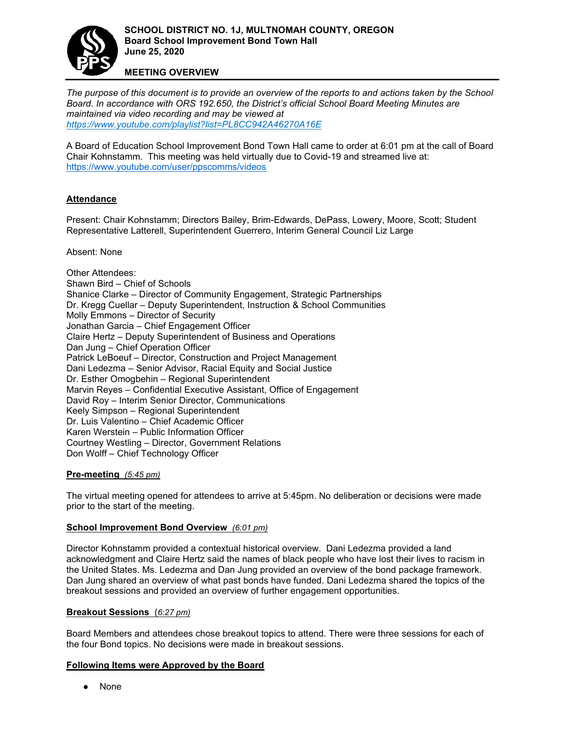**SCHOOL DISTRICT NO. 1J, MULTNOMAH COUNTY, OREGON**
**Board School Improvement Bond Town Hall**
**June 25, 2020**

## MEETING OVERVIEW

*The purpose of this document is to provide an overview of the reports to and actions taken by the School Board. In accordance with ORS 192.650, the District's official School Board Meeting Minutes are maintained via video recording and may be viewed at https://www.youtube.com/playlist?list=PL8CC942A46270A16E*

A Board of Education School Improvement Bond Town Hall came to order at 6:01 pm at the call of Board Chair Kohnstamm. This meeting was held virtually due to Covid-19 and streamed live at: https://www.youtube.com/user/ppscomms/videos

### Attendance

Present: Chair Kohnstamm; Directors Bailey, Brim-Edwards, DePass, Lowery, Moore, Scott; Student Representative Latterell, Superintendent Guerrero, Interim General Council Liz Large

Absent: None

Other Attendees:
Shawn Bird – Chief of Schools
Shanice Clarke – Director of Community Engagement, Strategic Partnerships
Dr. Kregg Cuellar – Deputy Superintendent, Instruction & School Communities
Molly Emmons – Director of Security
Jonathan Garcia – Chief Engagement Officer
Claire Hertz – Deputy Superintendent of Business and Operations
Dan Jung – Chief Operation Officer
Patrick LeBoeuf – Director, Construction and Project Management
Dani Ledezma – Senior Advisor, Racial Equity and Social Justice
Dr. Esther Omogbehin – Regional Superintendent
Marvin Reyes – Confidential Executive Assistant, Office of Engagement
David Roy – Interim Senior Director, Communications
Keely Simpson – Regional Superintendent
Dr. Luis Valentino – Chief Academic Officer
Karen Werstein – Public Information Officer
Courtney Westling – Director, Government Relations
Don Wolff – Chief Technology Officer

### Pre-meeting *(5:45 pm)*

The virtual meeting opened for attendees to arrive at 5:45pm. No deliberation or decisions were made prior to the start of the meeting.

### School Improvement Bond Overview *(6:01 pm)*

Director Kohnstamm provided a contextual historical overview. Dani Ledezma provided a land acknowledgment and Claire Hertz said the names of black people who have lost their lives to racism in the United States. Ms. Ledezma and Dan Jung provided an overview of the bond package framework. Dan Jung shared an overview of what past bonds have funded. Dani Ledezma shared the topics of the breakout sessions and provided an overview of further engagement opportunities.

### Breakout Sessions (*6:27 pm)*

Board Members and attendees chose breakout topics to attend. There were three sessions for each of the four Bond topics. No decisions were made in breakout sessions.

### Following Items were Approved by the Board

- None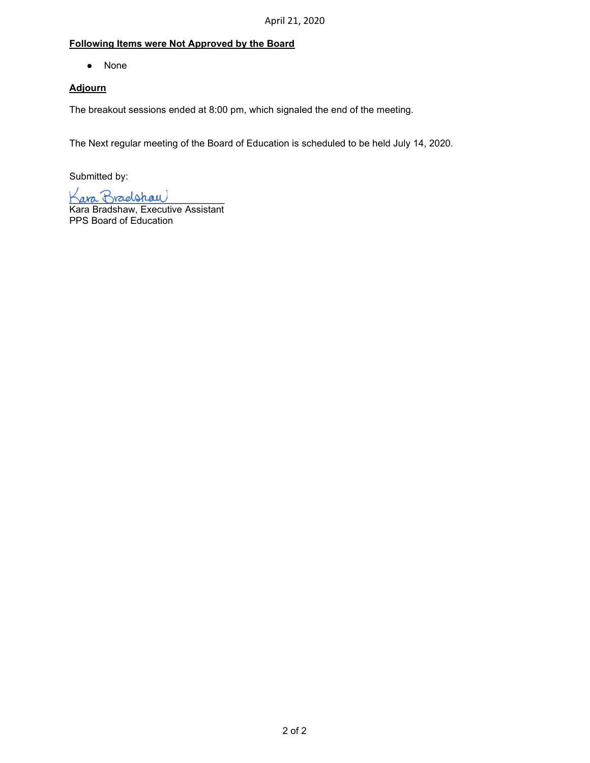**Following Items were Not Approved by the Board**

- None

**Adjourn**

The breakout sessions ended at 8:00 pm, which signaled the end of the meeting.

The Next regular meeting of the Board of Education is scheduled to be held July 14, 2020.

Submitted by:

Kara Bradshaw

Kara Bradshaw, Executive Assistant
PPS Board of Education